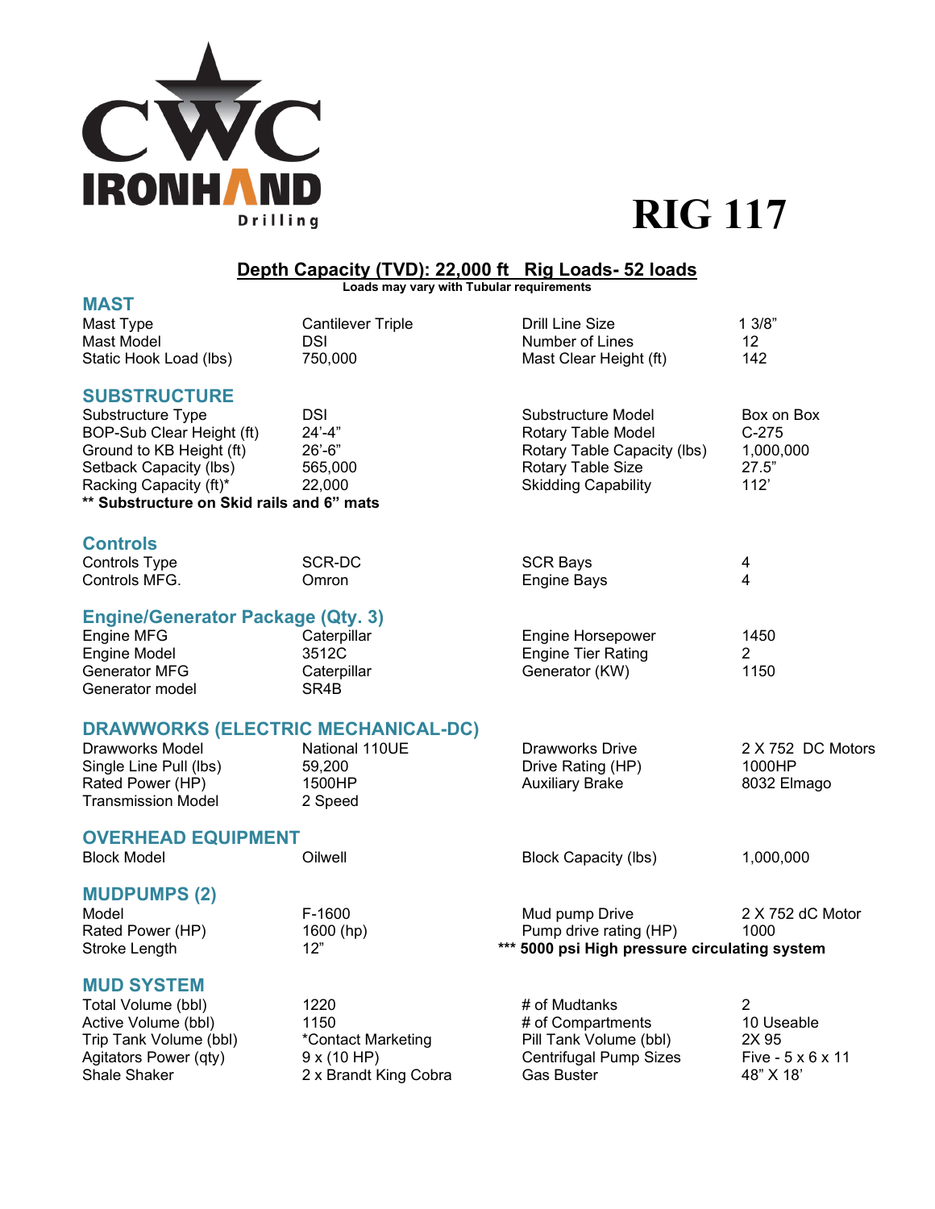CWC IRONHAND Drilling

# RIG 117

**Depth Capacity (TVD): 22,000 ft   Rig Loads- 52 loads**

**Loads may vary with Tubular requirements**

## MAST

| | | | |
|---|---|---|---|
| Mast Type | Cantilever Triple | Drill Line Size | 1 3/8" |
| Mast Model | DSI | Number of Lines | 12 |
| Static Hook Load (lbs) | 750,000 | Mast Clear Height (ft) | 142 |

## SUBSTRUCTURE

| | | | |
|---|---|---|---|
| Substructure Type | DSI | Substructure Model | Box on Box |
| BOP-Sub Clear Height (ft) | 24'-4" | Rotary Table Model | C-275 |
| Ground to KB Height (ft) | 26'-6" | Rotary Table Capacity (lbs) | 1,000,000 |
| Setback Capacity (lbs) | 565,000 | Rotary Table Size | 27.5" |
| Racking Capacity (ft)* | 22,000 | Skidding Capability | 112' |

**** Substructure on Skid rails and 6" mats**

## Controls

| | | | |
|---|---|---|---|
| Controls Type | SCR-DC | SCR Bays | 4 |
| Controls MFG. | Omron | Engine Bays | 4 |

## Engine/Generator Package (Qty. 3)

| | | | |
|---|---|---|---|
| Engine MFG | Caterpillar | Engine Horsepower | 1450 |
| Engine Model | 3512C | Engine Tier Rating | 2 |
| Generator MFG | Caterpillar | Generator (KW) | 1150 |
| Generator model | SR4B | | |

## DRAWWORKS (ELECTRIC MECHANICAL-DC)

| | | | |
|---|---|---|---|
| Drawworks Model | National 110UE | Drawworks Drive | 2 X 752 DC Motors |
| Single Line Pull (lbs) | 59,200 | Drive Rating (HP) | 1000HP |
| Rated Power (HP) | 1500HP | Auxiliary Brake | 8032 Elmago |
| Transmission Model | 2 Speed | | |

## OVERHEAD EQUIPMENT

| | | | |
|---|---|---|---|
| Block Model | Oilwell | Block Capacity (lbs) | 1,000,000 |

## MUDPUMPS (2)

| | | | |
|---|---|---|---|
| Model | F-1600 | Mud pump Drive | 2 X 752 dC Motor |
| Rated Power (HP) | 1600 (hp) | Pump drive rating (HP) | 1000 |
| Stroke Length | 12" | | |

**\*\*\* 5000 psi High pressure circulating system**

## MUD SYSTEM

| | | | |
|---|---|---|---|
| Total Volume (bbl) | 1220 | # of Mudtanks | 2 |
| Active Volume (bbl) | 1150 | # of Compartments | 10 Useable |
| Trip Tank Volume (bbl) | *Contact Marketing | Pill Tank Volume (bbl) | 2X 95 |
| Agitators Power (qty) | 9 x (10 HP) | Centrifugal Pump Sizes | Five - 5 x 6 x 11 |
| Shale Shaker | 2 x Brandt King Cobra | Gas Buster | 48" X 18' |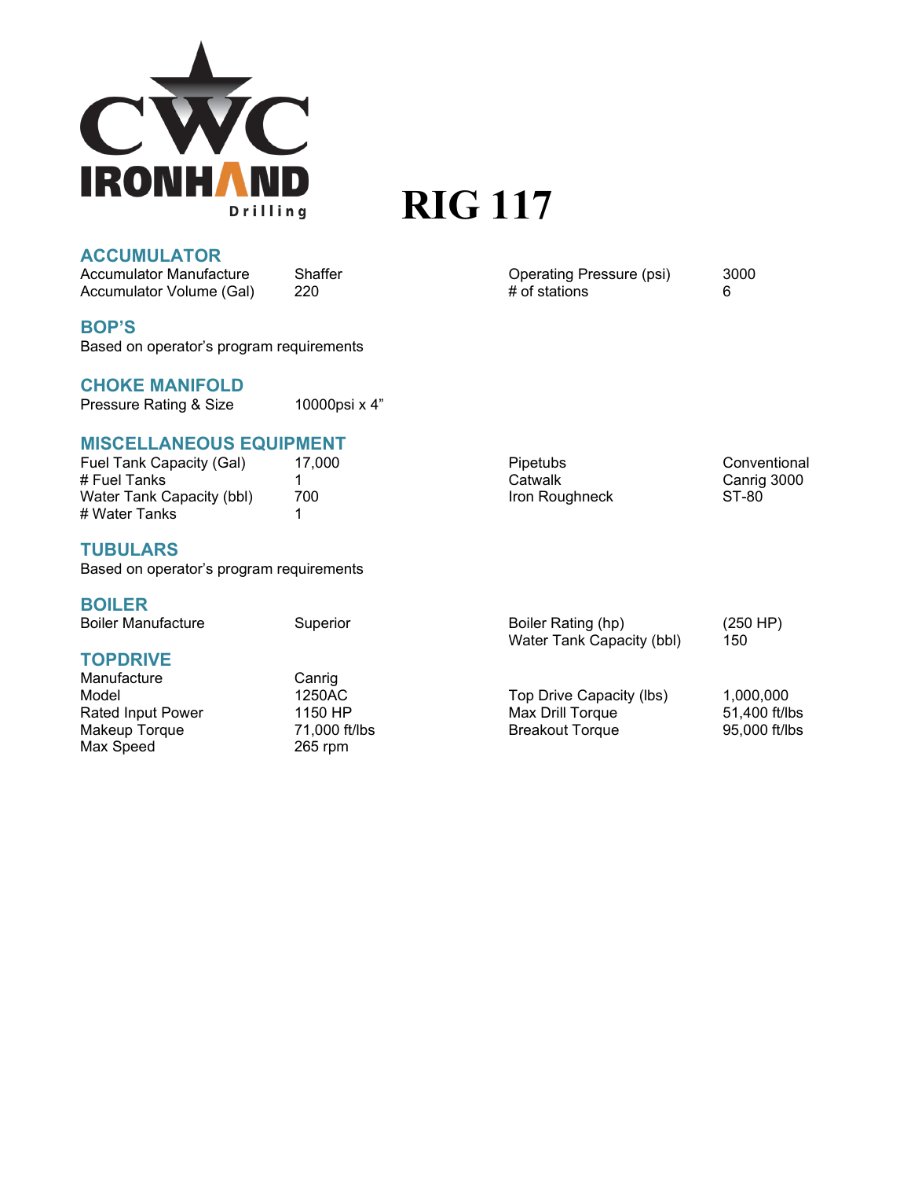CWC IRONHAND Drilling

# RIG 117

## ACCUMULATOR

| | | | |
|---|---|---|---|
| Accumulator Manufacture | Shaffer | Operating Pressure (psi) | 3000 |
| Accumulator Volume (Gal) | 220 | # of stations | 6 |

## BOP'S

Based on operator's program requirements

## CHOKE MANIFOLD

| | |
|---|---|
| Pressure Rating & Size | 10000psi x 4" |

## MISCELLANEOUS EQUIPMENT

| | | | |
|---|---|---|---|
| Fuel Tank Capacity (Gal) | 17,000 | Pipetubs | Conventional |
| # Fuel Tanks | 1 | Catwalk | Canrig 3000 |
| Water Tank Capacity (bbl) | 700 | Iron Roughneck | ST-80 |
| # Water Tanks | 1 | | |

## TUBULARS

Based on operator's program requirements

## BOILER

| | | | |
|---|---|---|---|
| Boiler Manufacture | Superior | Boiler Rating (hp) | (250 HP) |
| | | Water Tank Capacity (bbl) | 150 |

## TOPDRIVE

| | | | |
|---|---|---|---|
| Manufacture | Canrig | | |
| Model | 1250AC | Top Drive Capacity (lbs) | 1,000,000 |
| Rated Input Power | 1150 HP | Max Drill Torque | 51,400 ft/lbs |
| Makeup Torque | 71,000 ft/lbs | Breakout Torque | 95,000 ft/lbs |
| Max Speed | 265 rpm | | |